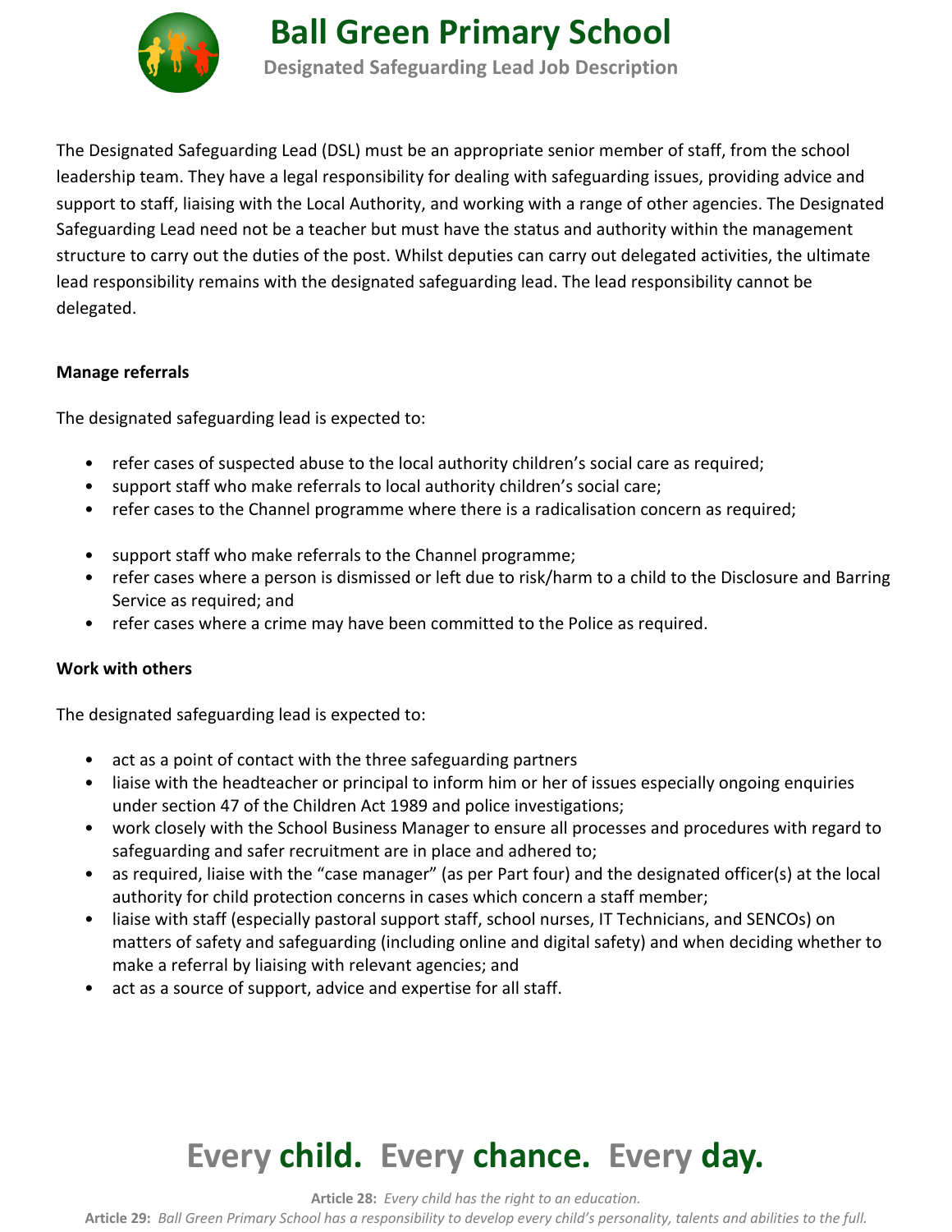# Ball Green Primary School

## Designated Safeguarding Lead Job Description

The Designated Safeguarding Lead (DSL) must be an appropriate senior member of staff, from the school leadership team. They have a legal responsibility for dealing with safeguarding issues, providing advice and support to staff, liaising with the Local Authority, and working with a range of other agencies. The Designated Safeguarding Lead need not be a teacher but must have the status and authority within the management structure to carry out the duties of the post. Whilst deputies can carry out delegated activities, the ultimate lead responsibility remains with the designated safeguarding lead. The lead responsibility cannot be delegated.

**Manage referrals**

The designated safeguarding lead is expected to:

- refer cases of suspected abuse to the local authority children's social care as required;
- support staff who make referrals to local authority children's social care;
- refer cases to the Channel programme where there is a radicalisation concern as required;
- support staff who make referrals to the Channel programme;
- refer cases where a person is dismissed or left due to risk/harm to a child to the Disclosure and Barring Service as required; and
- refer cases where a crime may have been committed to the Police as required.

**Work with others**

The designated safeguarding lead is expected to:

- act as a point of contact with the three safeguarding partners
- liaise with the headteacher or principal to inform him or her of issues especially ongoing enquiries under section 47 of the Children Act 1989 and police investigations;
- work closely with the School Business Manager to ensure all processes and procedures with regard to safeguarding and safer recruitment are in place and adhered to;
- as required, liaise with the "case manager" (as per Part four) and the designated officer(s) at the local authority for child protection concerns in cases which concern a staff member;
- liaise with staff (especially pastoral support staff, school nurses, IT Technicians, and SENCOs) on matters of safety and safeguarding (including online and digital safety) and when deciding whether to make a referral by liaising with relevant agencies; and
- act as a source of support, advice and expertise for all staff.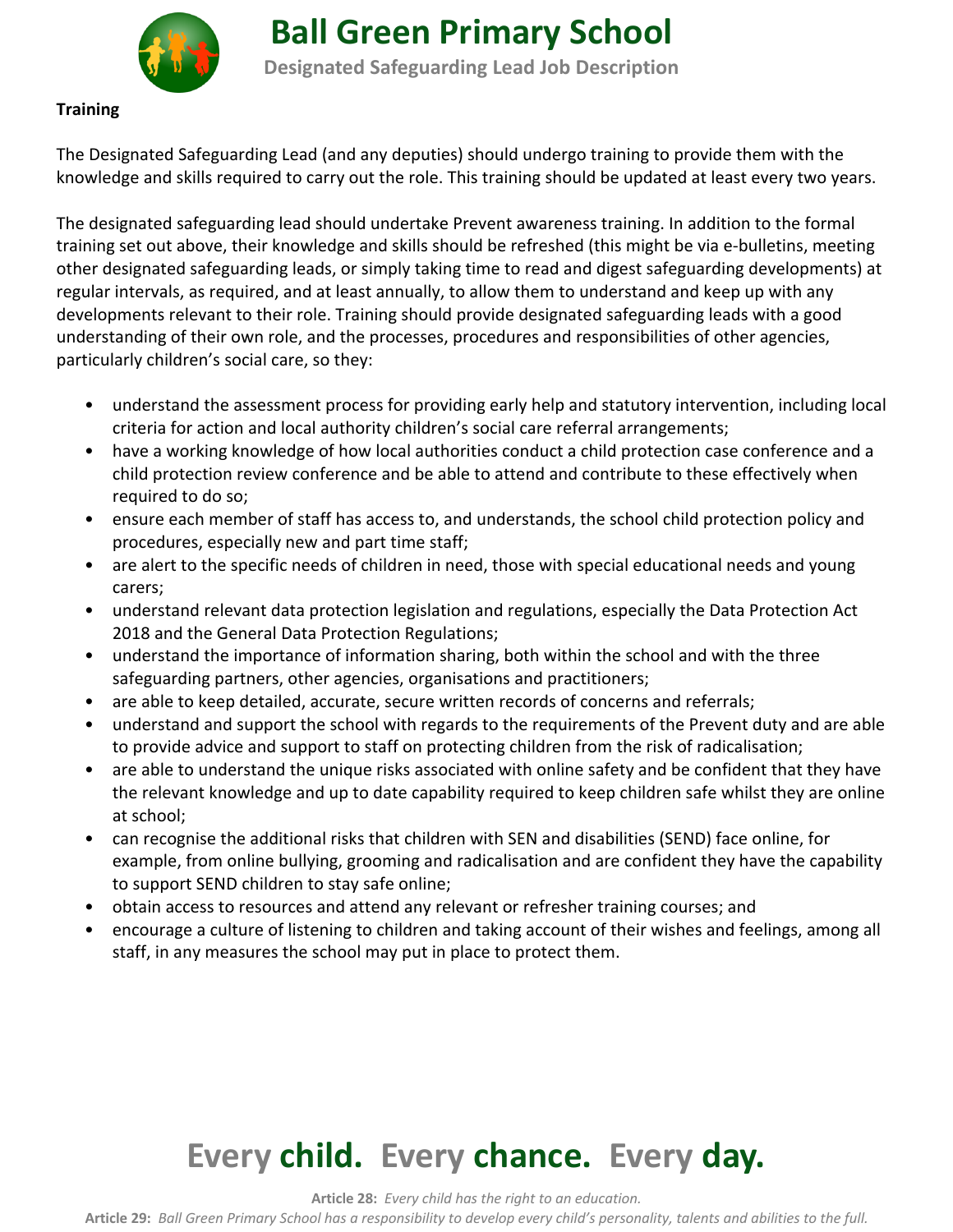**Training**

The Designated Safeguarding Lead (and any deputies) should undergo training to provide them with the knowledge and skills required to carry out the role. This training should be updated at least every two years.

The designated safeguarding lead should undertake Prevent awareness training. In addition to the formal training set out above, their knowledge and skills should be refreshed (this might be via e-bulletins, meeting other designated safeguarding leads, or simply taking time to read and digest safeguarding developments) at regular intervals, as required, and at least annually, to allow them to understand and keep up with any developments relevant to their role. Training should provide designated safeguarding leads with a good understanding of their own role, and the processes, procedures and responsibilities of other agencies, particularly children's social care, so they:

- understand the assessment process for providing early help and statutory intervention, including local criteria for action and local authority children's social care referral arrangements;
- have a working knowledge of how local authorities conduct a child protection case conference and a child protection review conference and be able to attend and contribute to these effectively when required to do so;
- ensure each member of staff has access to, and understands, the school child protection policy and procedures, especially new and part time staff;
- are alert to the specific needs of children in need, those with special educational needs and young carers;
- understand relevant data protection legislation and regulations, especially the Data Protection Act 2018 and the General Data Protection Regulations;
- understand the importance of information sharing, both within the school and with the three safeguarding partners, other agencies, organisations and practitioners;
- are able to keep detailed, accurate, secure written records of concerns and referrals;
- understand and support the school with regards to the requirements of the Prevent duty and are able to provide advice and support to staff on protecting children from the risk of radicalisation;
- are able to understand the unique risks associated with online safety and be confident that they have the relevant knowledge and up to date capability required to keep children safe whilst they are online at school;
- can recognise the additional risks that children with SEN and disabilities (SEND) face online, for example, from online bullying, grooming and radicalisation and are confident they have the capability to support SEND children to stay safe online;
- obtain access to resources and attend any relevant or refresher training courses; and
- encourage a culture of listening to children and taking account of their wishes and feelings, among all staff, in any measures the school may put in place to protect them.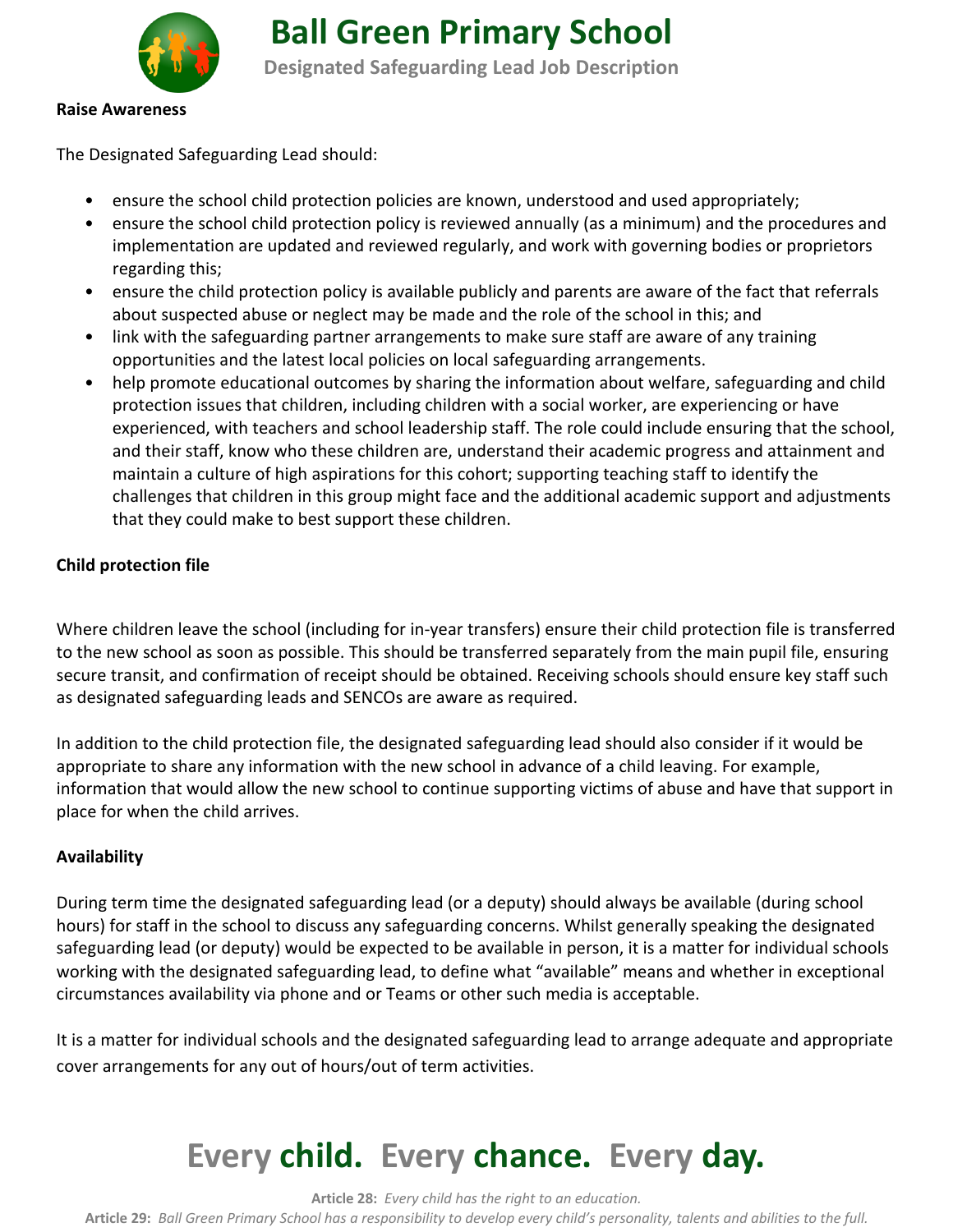### Raise Awareness

The Designated Safeguarding Lead should:

- ensure the school child protection policies are known, understood and used appropriately;
- ensure the school child protection policy is reviewed annually (as a minimum) and the procedures and implementation are updated and reviewed regularly, and work with governing bodies or proprietors regarding this;
- ensure the child protection policy is available publicly and parents are aware of the fact that referrals about suspected abuse or neglect may be made and the role of the school in this; and
- link with the safeguarding partner arrangements to make sure staff are aware of any training opportunities and the latest local policies on local safeguarding arrangements.
- help promote educational outcomes by sharing the information about welfare, safeguarding and child protection issues that children, including children with a social worker, are experiencing or have experienced, with teachers and school leadership staff. The role could include ensuring that the school, and their staff, know who these children are, understand their academic progress and attainment and maintain a culture of high aspirations for this cohort; supporting teaching staff to identify the challenges that children in this group might face and the additional academic support and adjustments that they could make to best support these children.

### Child protection file

Where children leave the school (including for in-year transfers) ensure their child protection file is transferred to the new school as soon as possible. This should be transferred separately from the main pupil file, ensuring secure transit, and confirmation of receipt should be obtained. Receiving schools should ensure key staff such as designated safeguarding leads and SENCOs are aware as required.

In addition to the child protection file, the designated safeguarding lead should also consider if it would be appropriate to share any information with the new school in advance of a child leaving. For example, information that would allow the new school to continue supporting victims of abuse and have that support in place for when the child arrives.

### Availability

During term time the designated safeguarding lead (or a deputy) should always be available (during school hours) for staff in the school to discuss any safeguarding concerns. Whilst generally speaking the designated safeguarding lead (or deputy) would be expected to be available in person, it is a matter for individual schools working with the designated safeguarding lead, to define what "available" means and whether in exceptional circumstances availability via phone and or Teams or other such media is acceptable.

It is a matter for individual schools and the designated safeguarding lead to arrange adequate and appropriate cover arrangements for any out of hours/out of term activities.